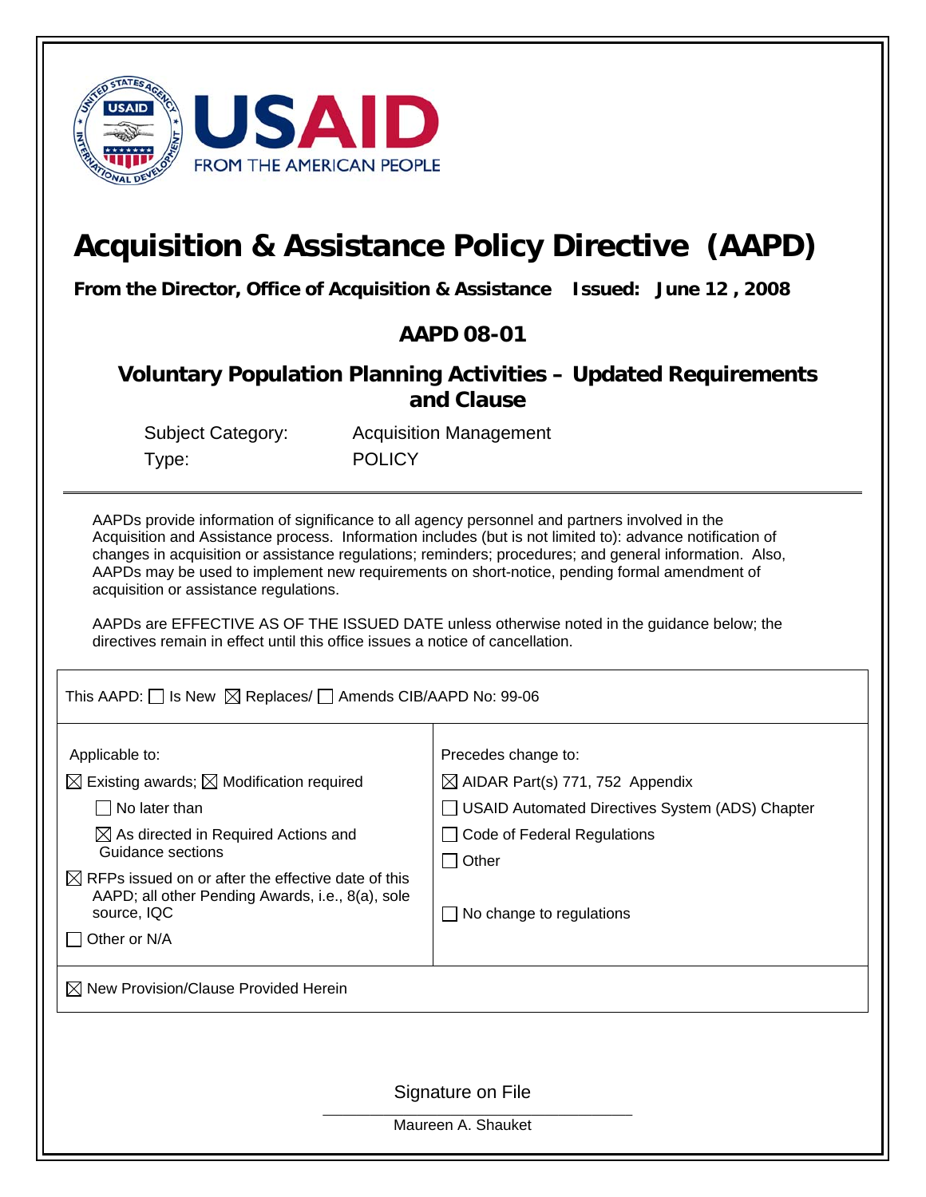USAID FROM THE AMERICAN PEOPLE

# Acquisition & Assistance Policy Directive (AAPD)

**From the Director, Office of Acquisition & Assistance Issued: June 12 , 2008**

## AAPD 08-01

## Voluntary Population Planning Activities – Updated Requirements and Clause

Subject Category: Acquisition Management

Type: POLICY

---

AAPDs provide information of significance to all agency personnel and partners involved in the Acquisition and Assistance process. Information includes (but is not limited to): advance notification of changes in acquisition or assistance regulations; reminders; procedures; and general information. Also, AAPDs may be used to implement new requirements on short-notice, pending formal amendment of acquisition or assistance regulations.

AAPDs are EFFECTIVE AS OF THE ISSUED DATE unless otherwise noted in the guidance below; the directives remain in effect until this office issues a notice of cancellation.

This AAPD: ☐ Is New ☒ Replaces/ ☐ Amends CIB/AAPD No: 99-06

| Applicable to: | Precedes change to: |
|---|---|
| ☒ Existing awards; ☒ Modification required | ☒ AIDAR Part(s) 771, 752 Appendix |
| ☐ No later than | ☐ USAID Automated Directives System (ADS) Chapter |
| ☒ As directed in Required Actions and Guidance sections | ☐ Code of Federal Regulations |
| ☒ RFPs issued on or after the effective date of this AAPD; all other Pending Awards, i.e., 8(a), sole source, IQC | ☐ Other |
| ☐ Other or N/A | ☐ No change to regulations |

☒ New Provision/Clause Provided Herein

Signature on File

Maureen A. Shauket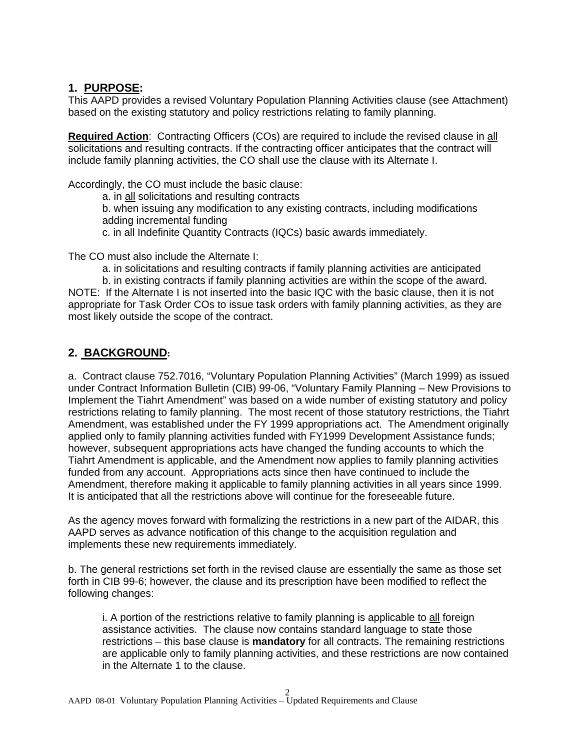## 1. PURPOSE:

This AAPD provides a revised Voluntary Population Planning Activities clause (see Attachment) based on the existing statutory and policy restrictions relating to family planning.

**Required Action**: Contracting Officers (COs) are required to include the revised clause in all solicitations and resulting contracts. If the contracting officer anticipates that the contract will include family planning activities, the CO shall use the clause with its Alternate I.

Accordingly, the CO must include the basic clause:

a. in all solicitations and resulting contracts
b. when issuing any modification to any existing contracts, including modifications adding incremental funding
c. in all Indefinite Quantity Contracts (IQCs) basic awards immediately.

The CO must also include the Alternate I:

a. in solicitations and resulting contracts if family planning activities are anticipated
b. in existing contracts if family planning activities are within the scope of the award.

NOTE: If the Alternate I is not inserted into the basic IQC with the basic clause, then it is not appropriate for Task Order COs to issue task orders with family planning activities, as they are most likely outside the scope of the contract.

## 2. BACKGROUND:

a. Contract clause 752.7016, "Voluntary Population Planning Activities" (March 1999) as issued under Contract Information Bulletin (CIB) 99-06, "Voluntary Family Planning – New Provisions to Implement the Tiahrt Amendment" was based on a wide number of existing statutory and policy restrictions relating to family planning. The most recent of those statutory restrictions, the Tiahrt Amendment, was established under the FY 1999 appropriations act. The Amendment originally applied only to family planning activities funded with FY1999 Development Assistance funds; however, subsequent appropriations acts have changed the funding accounts to which the Tiahrt Amendment is applicable, and the Amendment now applies to family planning activities funded from any account. Appropriations acts since then have continued to include the Amendment, therefore making it applicable to family planning activities in all years since 1999. It is anticipated that all the restrictions above will continue for the foreseeable future.

As the agency moves forward with formalizing the restrictions in a new part of the AIDAR, this AAPD serves as advance notification of this change to the acquisition regulation and implements these new requirements immediately.

b. The general restrictions set forth in the revised clause are essentially the same as those set forth in CIB 99-6; however, the clause and its prescription have been modified to reflect the following changes:

i. A portion of the restrictions relative to family planning is applicable to all foreign assistance activities. The clause now contains standard language to state those restrictions – this base clause is **mandatory** for all contracts. The remaining restrictions are applicable only to family planning activities, and these restrictions are now contained in the Alternate 1 to the clause.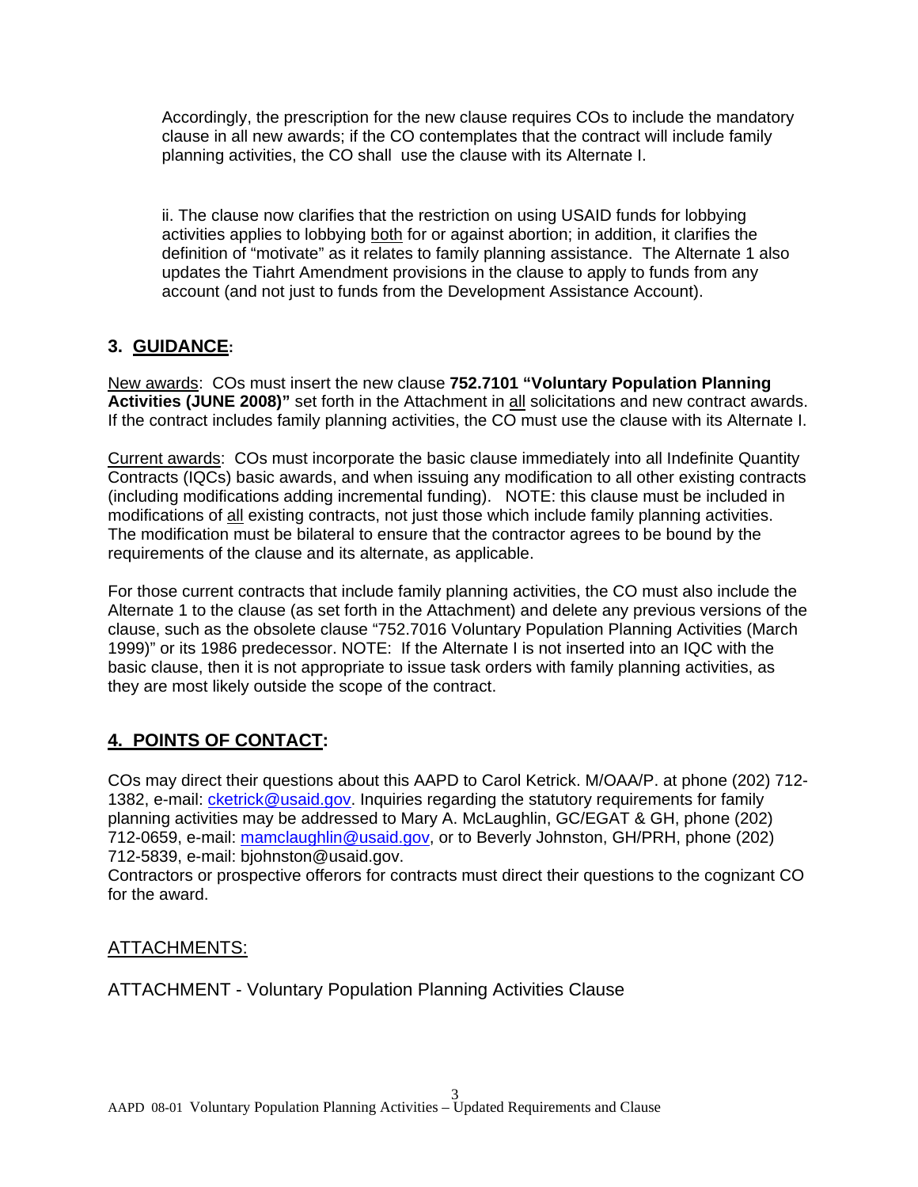Accordingly, the prescription for the new clause requires COs to include the mandatory clause in all new awards; if the CO contemplates that the contract will include family planning activities, the CO shall use the clause with its Alternate I.

ii. The clause now clarifies that the restriction on using USAID funds for lobbying activities applies to lobbying both for or against abortion; in addition, it clarifies the definition of "motivate" as it relates to family planning assistance. The Alternate 1 also updates the Tiahrt Amendment provisions in the clause to apply to funds from any account (and not just to funds from the Development Assistance Account).

## 3. GUIDANCE:

New awards: COs must insert the new clause **752.7101 "Voluntary Population Planning Activities (JUNE 2008)"** set forth in the Attachment in all solicitations and new contract awards. If the contract includes family planning activities, the CO must use the clause with its Alternate I.

Current awards: COs must incorporate the basic clause immediately into all Indefinite Quantity Contracts (IQCs) basic awards, and when issuing any modification to all other existing contracts (including modifications adding incremental funding). NOTE: this clause must be included in modifications of all existing contracts, not just those which include family planning activities. The modification must be bilateral to ensure that the contractor agrees to be bound by the requirements of the clause and its alternate, as applicable.

For those current contracts that include family planning activities, the CO must also include the Alternate 1 to the clause (as set forth in the Attachment) and delete any previous versions of the clause, such as the obsolete clause "752.7016 Voluntary Population Planning Activities (March 1999)" or its 1986 predecessor. NOTE: If the Alternate I is not inserted into an IQC with the basic clause, then it is not appropriate to issue task orders with family planning activities, as they are most likely outside the scope of the contract.

## 4. POINTS OF CONTACT:

COs may direct their questions about this AAPD to Carol Ketrick. M/OAA/P. at phone (202) 712-1382, e-mail: cketrick@usaid.gov. Inquiries regarding the statutory requirements for family planning activities may be addressed to Mary A. McLaughlin, GC/EGAT & GH, phone (202) 712-0659, e-mail: mamclaughlin@usaid.gov, or to Beverly Johnston, GH/PRH, phone (202) 712-5839, e-mail: bjohnston@usaid.gov.
Contractors or prospective offerors for contracts must direct their questions to the cognizant CO for the award.

## ATTACHMENTS:

ATTACHMENT - Voluntary Population Planning Activities Clause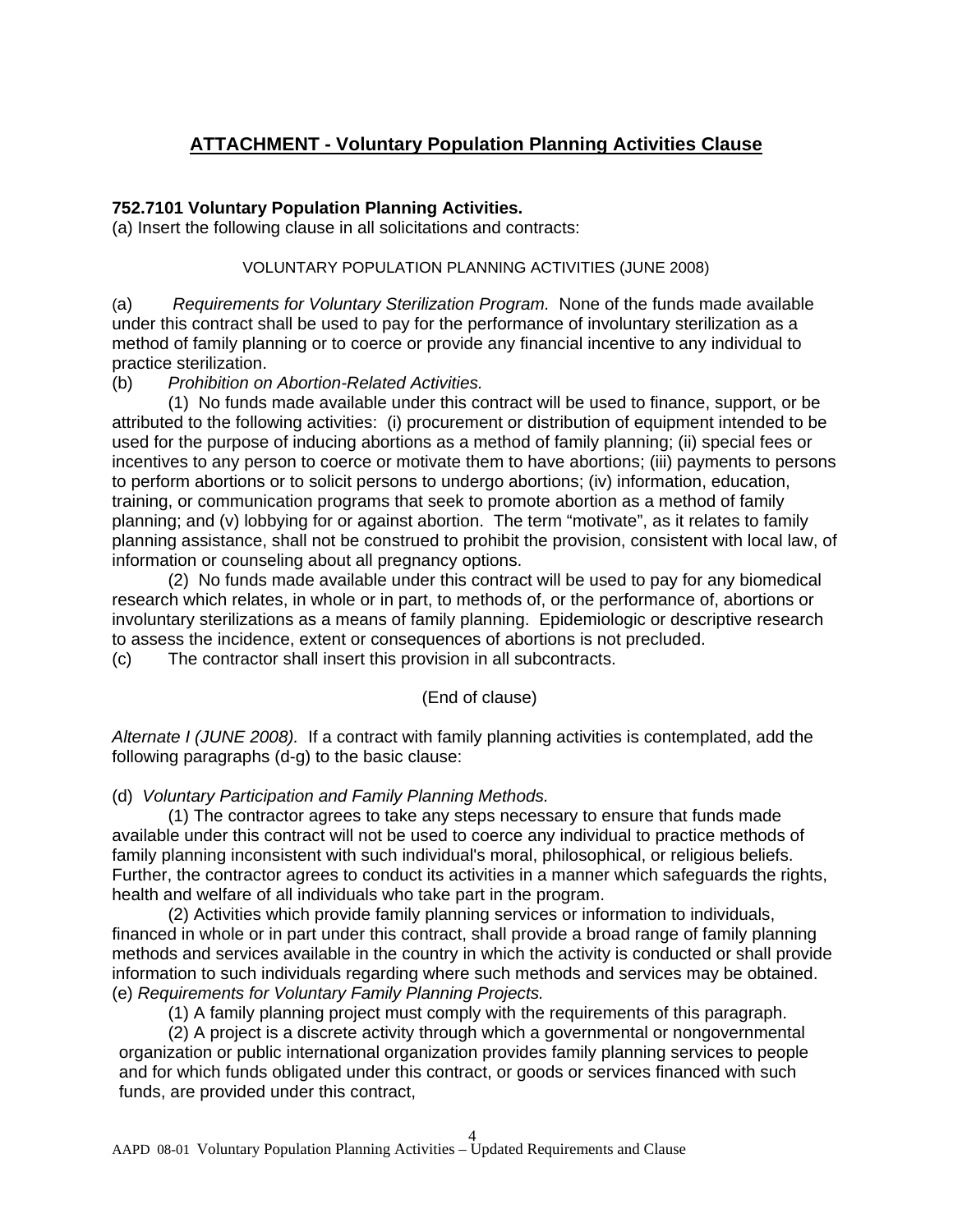## ATTACHMENT - Voluntary Population Planning Activities Clause

**752.7101 Voluntary Population Planning Activities.**
(a) Insert the following clause in all solicitations and contracts:

VOLUNTARY POPULATION PLANNING ACTIVITIES (JUNE 2008)

(a) *Requirements for Voluntary Sterilization Program.* None of the funds made available under this contract shall be used to pay for the performance of involuntary sterilization as a method of family planning or to coerce or provide any financial incentive to any individual to practice sterilization.

(b) *Prohibition on Abortion-Related Activities.*

(1) No funds made available under this contract will be used to finance, support, or be attributed to the following activities: (i) procurement or distribution of equipment intended to be used for the purpose of inducing abortions as a method of family planning; (ii) special fees or incentives to any person to coerce or motivate them to have abortions; (iii) payments to persons to perform abortions or to solicit persons to undergo abortions; (iv) information, education, training, or communication programs that seek to promote abortion as a method of family planning; and (v) lobbying for or against abortion. The term "motivate", as it relates to family planning assistance, shall not be construed to prohibit the provision, consistent with local law, of information or counseling about all pregnancy options.

(2) No funds made available under this contract will be used to pay for any biomedical research which relates, in whole or in part, to methods of, or the performance of, abortions or involuntary sterilizations as a means of family planning. Epidemiologic or descriptive research to assess the incidence, extent or consequences of abortions is not precluded.

(c) The contractor shall insert this provision in all subcontracts.

(End of clause)

*Alternate I (JUNE 2008).* If a contract with family planning activities is contemplated, add the following paragraphs (d-g) to the basic clause:

(d) *Voluntary Participation and Family Planning Methods.*

(1) The contractor agrees to take any steps necessary to ensure that funds made available under this contract will not be used to coerce any individual to practice methods of family planning inconsistent with such individual's moral, philosophical, or religious beliefs. Further, the contractor agrees to conduct its activities in a manner which safeguards the rights, health and welfare of all individuals who take part in the program.

(2) Activities which provide family planning services or information to individuals, financed in whole or in part under this contract, shall provide a broad range of family planning methods and services available in the country in which the activity is conducted or shall provide information to such individuals regarding where such methods and services may be obtained.

(e) *Requirements for Voluntary Family Planning Projects.*

(1) A family planning project must comply with the requirements of this paragraph.

(2) A project is a discrete activity through which a governmental or nongovernmental organization or public international organization provides family planning services to people and for which funds obligated under this contract, or goods or services financed with such funds, are provided under this contract,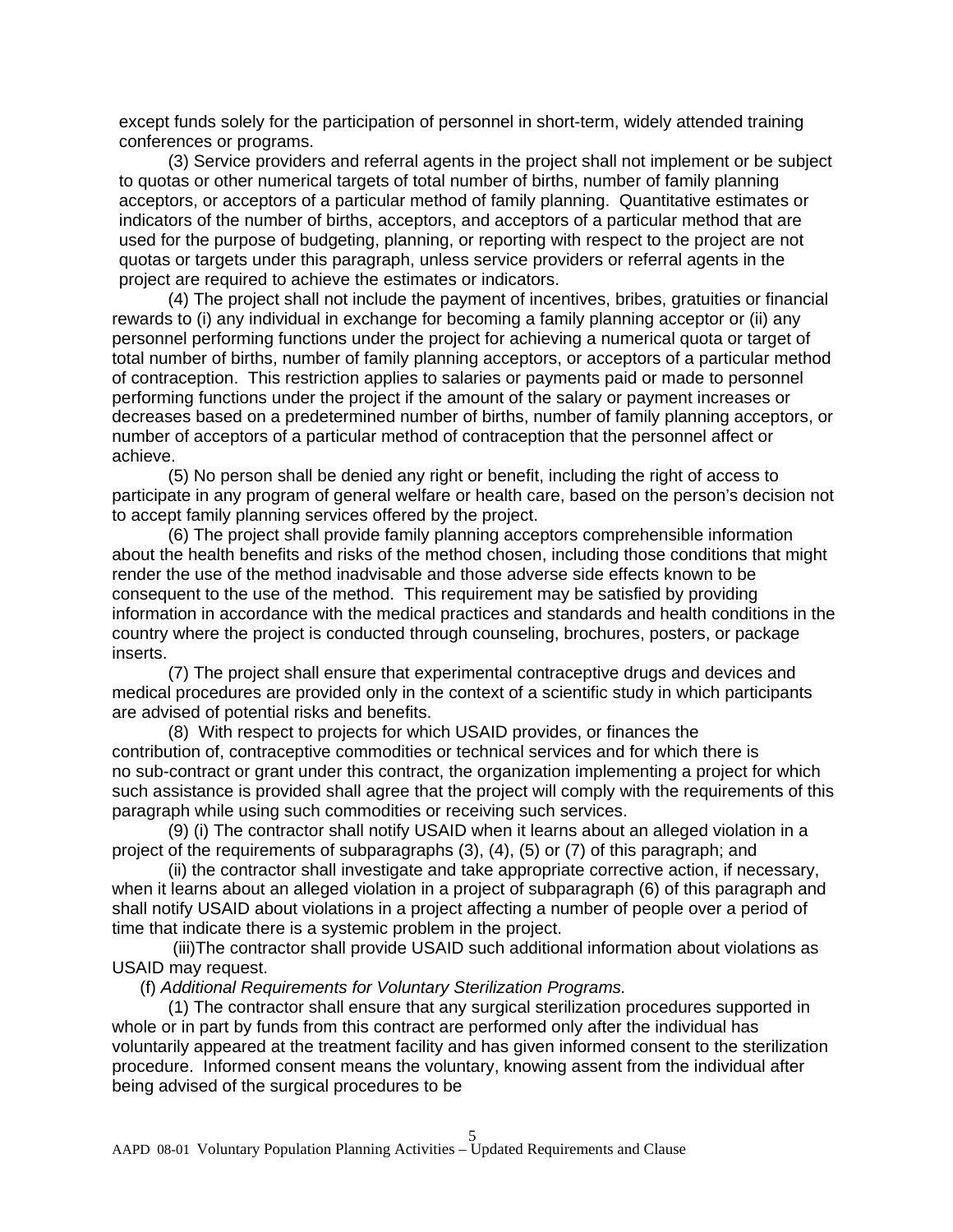except funds solely for the participation of personnel in short-term, widely attended training conferences or programs.

(3) Service providers and referral agents in the project shall not implement or be subject to quotas or other numerical targets of total number of births, number of family planning acceptors, or acceptors of a particular method of family planning. Quantitative estimates or indicators of the number of births, acceptors, and acceptors of a particular method that are used for the purpose of budgeting, planning, or reporting with respect to the project are not quotas or targets under this paragraph, unless service providers or referral agents in the project are required to achieve the estimates or indicators.

(4) The project shall not include the payment of incentives, bribes, gratuities or financial rewards to (i) any individual in exchange for becoming a family planning acceptor or (ii) any personnel performing functions under the project for achieving a numerical quota or target of total number of births, number of family planning acceptors, or acceptors of a particular method of contraception. This restriction applies to salaries or payments paid or made to personnel performing functions under the project if the amount of the salary or payment increases or decreases based on a predetermined number of births, number of family planning acceptors, or number of acceptors of a particular method of contraception that the personnel affect or achieve.

(5) No person shall be denied any right or benefit, including the right of access to participate in any program of general welfare or health care, based on the person's decision not to accept family planning services offered by the project.

(6) The project shall provide family planning acceptors comprehensible information about the health benefits and risks of the method chosen, including those conditions that might render the use of the method inadvisable and those adverse side effects known to be consequent to the use of the method. This requirement may be satisfied by providing information in accordance with the medical practices and standards and health conditions in the country where the project is conducted through counseling, brochures, posters, or package inserts.

(7) The project shall ensure that experimental contraceptive drugs and devices and medical procedures are provided only in the context of a scientific study in which participants are advised of potential risks and benefits.

(8) With respect to projects for which USAID provides, or finances the contribution of, contraceptive commodities or technical services and for which there is no sub-contract or grant under this contract, the organization implementing a project for which such assistance is provided shall agree that the project will comply with the requirements of this paragraph while using such commodities or receiving such services.

(9) (i) The contractor shall notify USAID when it learns about an alleged violation in a project of the requirements of subparagraphs (3), (4), (5) or (7) of this paragraph; and

(ii) the contractor shall investigate and take appropriate corrective action, if necessary, when it learns about an alleged violation in a project of subparagraph (6) of this paragraph and shall notify USAID about violations in a project affecting a number of people over a period of time that indicate there is a systemic problem in the project.

(iii)The contractor shall provide USAID such additional information about violations as USAID may request.

(f) *Additional Requirements for Voluntary Sterilization Programs.*

(1) The contractor shall ensure that any surgical sterilization procedures supported in whole or in part by funds from this contract are performed only after the individual has voluntarily appeared at the treatment facility and has given informed consent to the sterilization procedure. Informed consent means the voluntary, knowing assent from the individual after being advised of the surgical procedures to be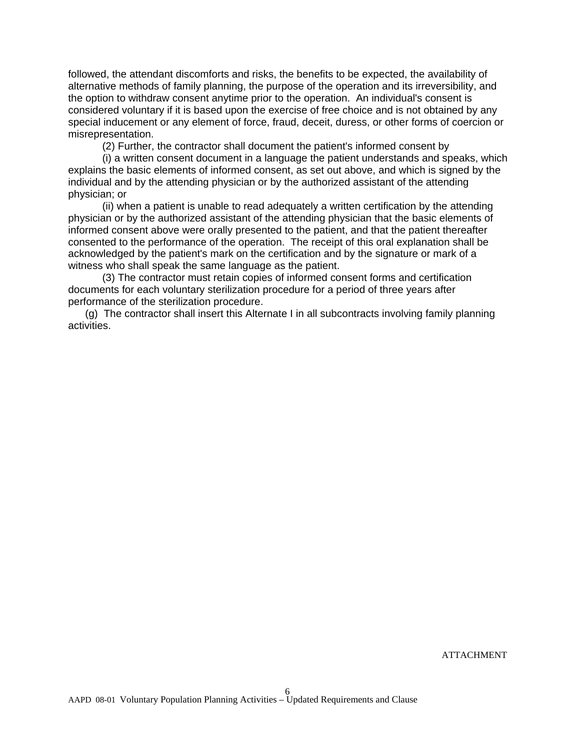followed, the attendant discomforts and risks, the benefits to be expected, the availability of alternative methods of family planning, the purpose of the operation and its irreversibility, and the option to withdraw consent anytime prior to the operation. An individual's consent is considered voluntary if it is based upon the exercise of free choice and is not obtained by any special inducement or any element of force, fraud, deceit, duress, or other forms of coercion or misrepresentation.

(2) Further, the contractor shall document the patient's informed consent by

(i) a written consent document in a language the patient understands and speaks, which explains the basic elements of informed consent, as set out above, and which is signed by the individual and by the attending physician or by the authorized assistant of the attending physician; or

(ii) when a patient is unable to read adequately a written certification by the attending physician or by the authorized assistant of the attending physician that the basic elements of informed consent above were orally presented to the patient, and that the patient thereafter consented to the performance of the operation. The receipt of this oral explanation shall be acknowledged by the patient's mark on the certification and by the signature or mark of a witness who shall speak the same language as the patient.

(3) The contractor must retain copies of informed consent forms and certification documents for each voluntary sterilization procedure for a period of three years after performance of the sterilization procedure.

(g) The contractor shall insert this Alternate I in all subcontracts involving family planning activities.

ATTACHMENT